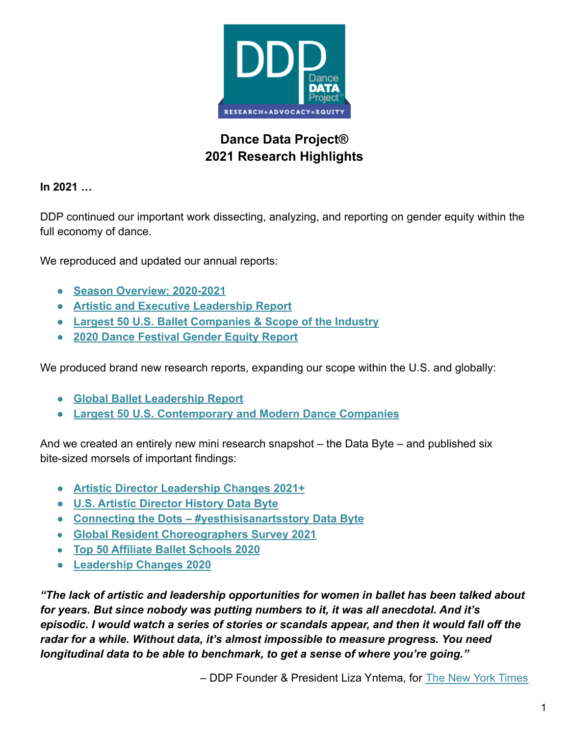# Dance Data Project®
# 2021 Research Highlights

**In 2021 …**

DDP continued our important work dissecting, analyzing, and reporting on gender equity within the full economy of dance.

We reproduced and updated our annual reports:

- **Season Overview: 2020-2021**
- **Artistic and Executive Leadership Report**
- **Largest 50 U.S. Ballet Companies & Scope of the Industry**
- **2020 Dance Festival Gender Equity Report**

We produced brand new research reports, expanding our scope within the U.S. and globally:

- **Global Ballet Leadership Report**
- **Largest 50 U.S. Contemporary and Modern Dance Companies**

And we created an entirely new mini research snapshot – the Data Byte – and published six bite-sized morsels of important findings:

- **Artistic Director Leadership Changes 2021+**
- **U.S. Artistic Director History Data Byte**
- **Connecting the Dots – #yesthisisanartsstory Data Byte**
- **Global Resident Choreographers Survey 2021**
- **Top 50 Affiliate Ballet Schools 2020**
- **Leadership Changes 2020**

***"The lack of artistic and leadership opportunities for women in ballet has been talked about for years. But since nobody was putting numbers to it, it was all anecdotal. And it's episodic. I would watch a series of stories or scandals appear, and then it would fall off the radar for a while. Without data, it's almost impossible to measure progress. You need longitudinal data to be able to benchmark, to get a sense of where you're going."***

– DDP Founder & President Liza Yntema, for The New York Times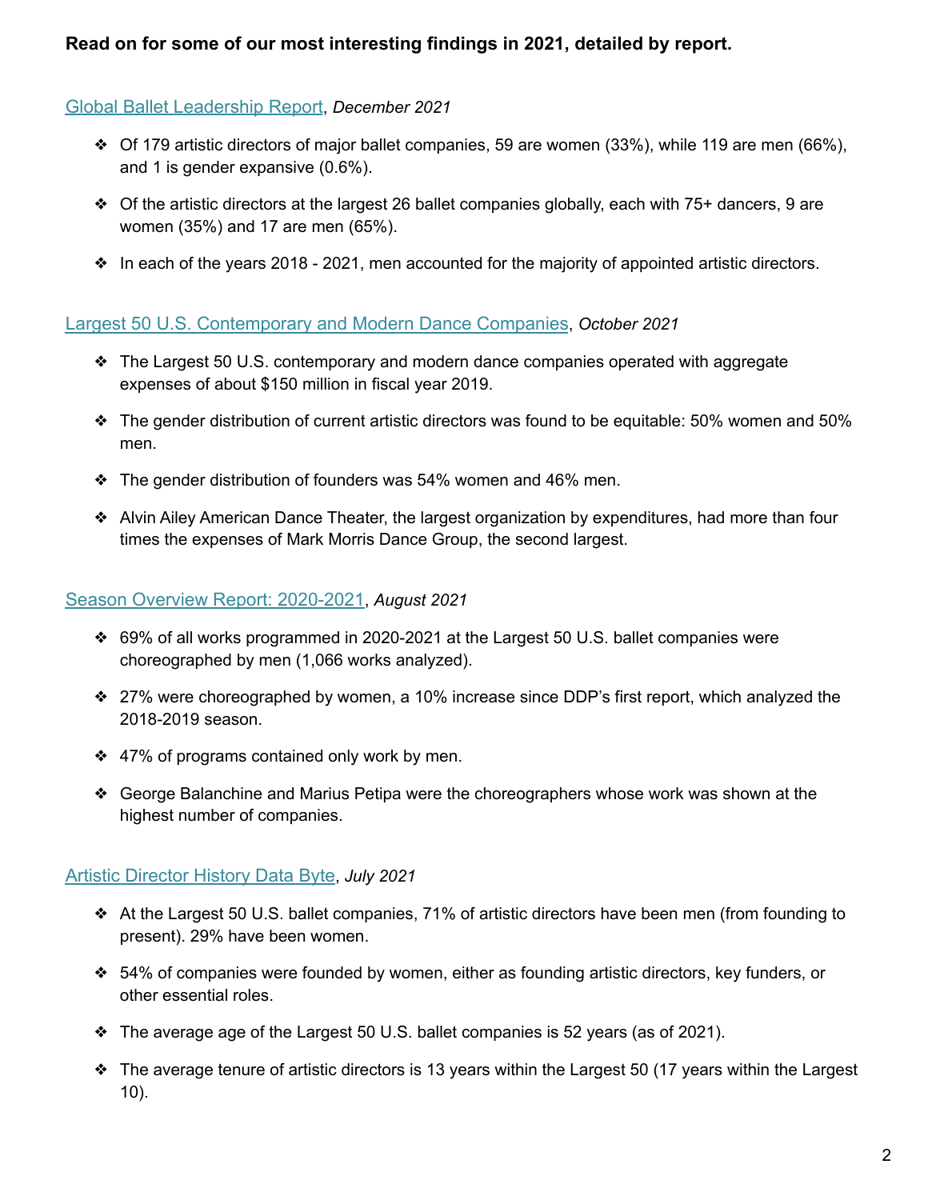**Read on for some of our most interesting findings in 2021, detailed by report.**

Global Ballet Leadership Report, *December 2021*

- Of 179 artistic directors of major ballet companies, 59 are women (33%), while 119 are men (66%), and 1 is gender expansive (0.6%).
- Of the artistic directors at the largest 26 ballet companies globally, each with 75+ dancers, 9 are women (35%) and 17 are men (65%).
- In each of the years 2018 - 2021, men accounted for the majority of appointed artistic directors.

Largest 50 U.S. Contemporary and Modern Dance Companies, *October 2021*

- The Largest 50 U.S. contemporary and modern dance companies operated with aggregate expenses of about $150 million in fiscal year 2019.
- The gender distribution of current artistic directors was found to be equitable: 50% women and 50% men.
- The gender distribution of founders was 54% women and 46% men.
- Alvin Ailey American Dance Theater, the largest organization by expenditures, had more than four times the expenses of Mark Morris Dance Group, the second largest.

Season Overview Report: 2020-2021, *August 2021*

- 69% of all works programmed in 2020-2021 at the Largest 50 U.S. ballet companies were choreographed by men (1,066 works analyzed).
- 27% were choreographed by women, a 10% increase since DDP's first report, which analyzed the 2018-2019 season.
- 47% of programs contained only work by men.
- George Balanchine and Marius Petipa were the choreographers whose work was shown at the highest number of companies.

Artistic Director History Data Byte, *July 2021*

- At the Largest 50 U.S. ballet companies, 71% of artistic directors have been men (from founding to present). 29% have been women.
- 54% of companies were founded by women, either as founding artistic directors, key funders, or other essential roles.
- The average age of the Largest 50 U.S. ballet companies is 52 years (as of 2021).
- The average tenure of artistic directors is 13 years within the Largest 50 (17 years within the Largest 10).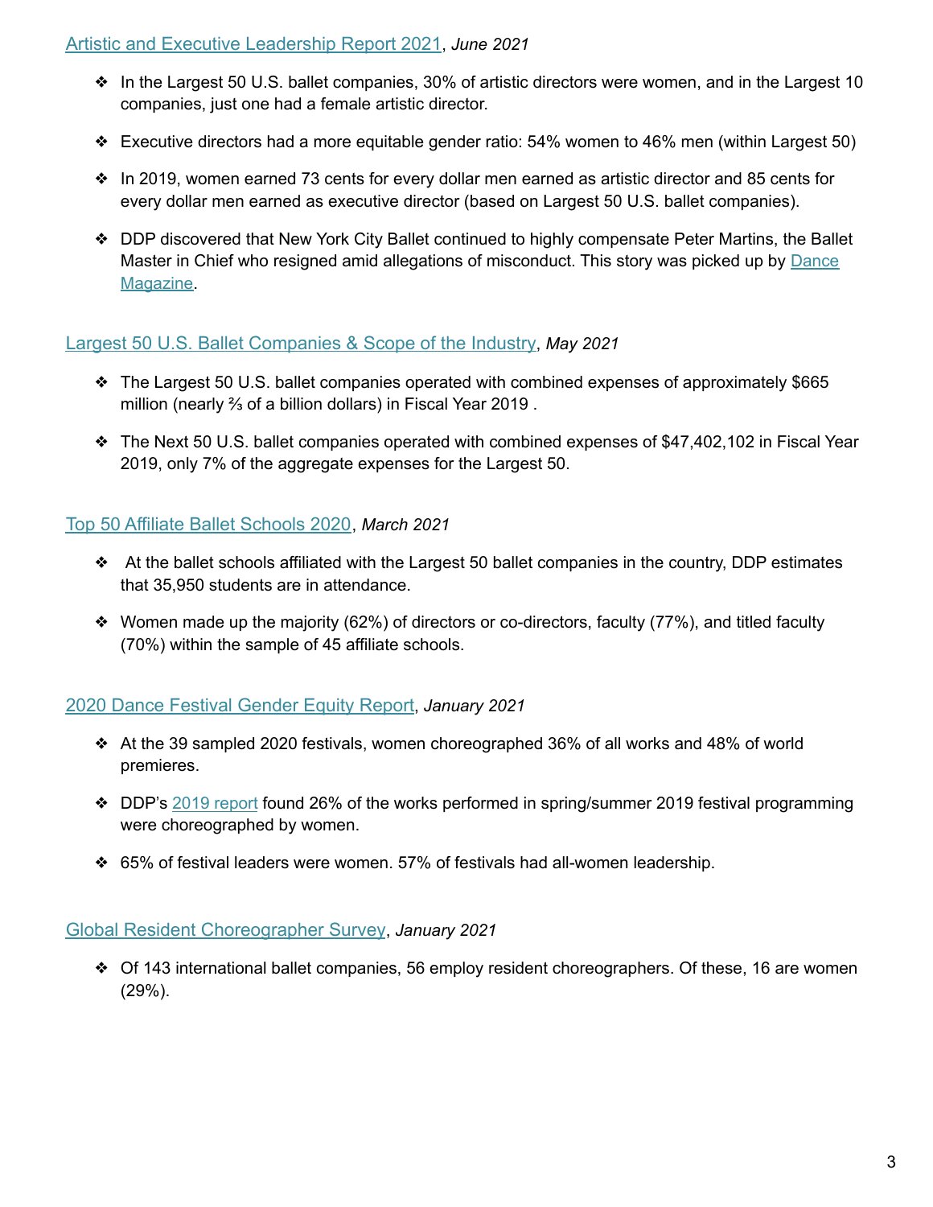[Artistic and Executive Leadership Report 2021](), *June 2021*

- ❖ In the Largest 50 U.S. ballet companies, 30% of artistic directors were women, and in the Largest 10 companies, just one had a female artistic director.
- ❖ Executive directors had a more equitable gender ratio: 54% women to 46% men (within Largest 50)
- ❖ In 2019, women earned 73 cents for every dollar men earned as artistic director and 85 cents for every dollar men earned as executive director (based on Largest 50 U.S. ballet companies).
- ❖ DDP discovered that New York City Ballet continued to highly compensate Peter Martins, the Ballet Master in Chief who resigned amid allegations of misconduct. This story was picked up by Dance Magazine.

Largest 50 U.S. Ballet Companies & Scope of the Industry, *May 2021*

- ❖ The Largest 50 U.S. ballet companies operated with combined expenses of approximately $665 million (nearly ⅔ of a billion dollars) in Fiscal Year 2019 .
- ❖ The Next 50 U.S. ballet companies operated with combined expenses of $47,402,102 in Fiscal Year 2019, only 7% of the aggregate expenses for the Largest 50.

Top 50 Affiliate Ballet Schools 2020, *March 2021*

- ❖ At the ballet schools affiliated with the Largest 50 ballet companies in the country, DDP estimates that 35,950 students are in attendance.
- ❖ Women made up the majority (62%) of directors or co-directors, faculty (77%), and titled faculty (70%) within the sample of 45 affiliate schools.

2020 Dance Festival Gender Equity Report, *January 2021*

- ❖ At the 39 sampled 2020 festivals, women choreographed 36% of all works and 48% of world premieres.
- ❖ DDP's 2019 report found 26% of the works performed in spring/summer 2019 festival programming were choreographed by women.
- ❖ 65% of festival leaders were women. 57% of festivals had all-women leadership.

Global Resident Choreographer Survey, *January 2021*

- ❖ Of 143 international ballet companies, 56 employ resident choreographers. Of these, 16 are women (29%).